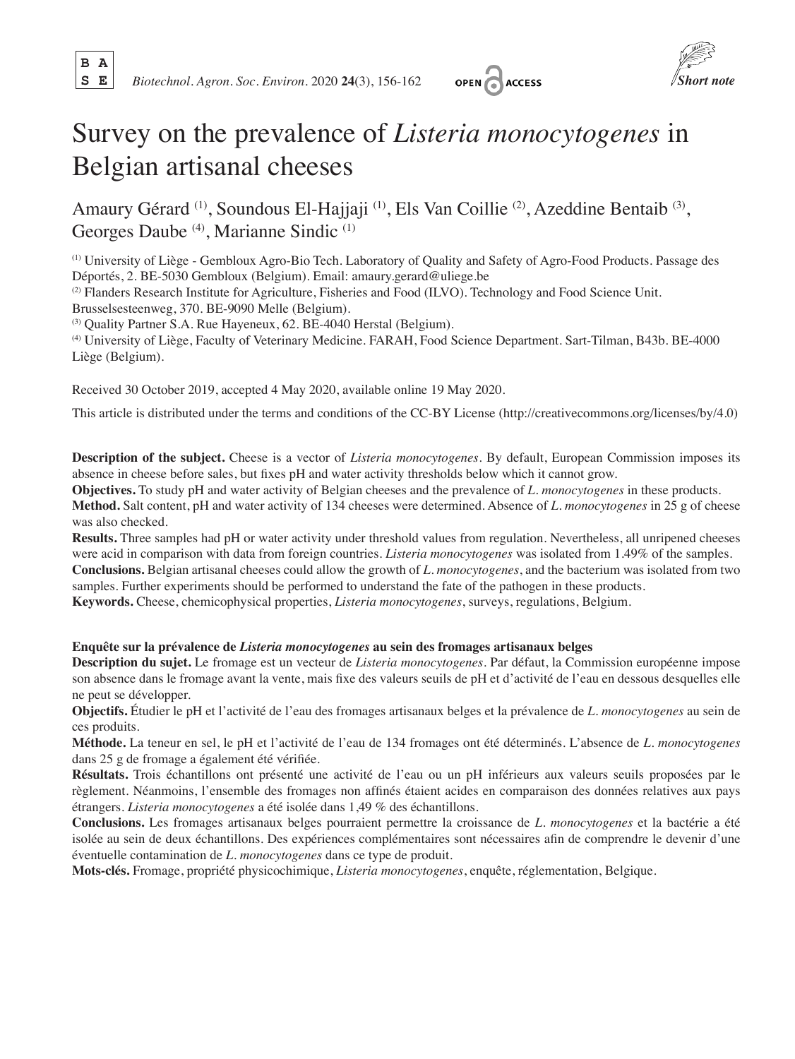Short note

# Survey on the prevalence of *Listeria monocytogenes* in Belgian artisanal cheeses

Amaury Gérard [1], Soundous El-Hajjaji [1], Els Van Coillie [2], Azeddine Bentaib [3], Georges Daube [4], Marianne Sindic [1]

[1] University of Liège - Gembloux Agro-Bio Tech. Laboratory of Quality and Safety of Agro-Food Products. Passage des Déportés, 2. BE-5030 Gembloux (Belgium). Email: amaury.gerard@uliege.be

[2] Flanders Research Institute for Agriculture, Fisheries and Food (ILVO). Technology and Food Science Unit. Brusselsesteenweg, 370. BE-9090 Melle (Belgium).

[3] Quality Partner S.A. Rue Hayeneux, 62. BE-4040 Herstal (Belgium).

[4] University of Liège, Faculty of Veterinary Medicine. FARAH, Food Science Department. Sart-Tilman, B43b. BE-4000 Liège (Belgium).

Received 30 October 2019, accepted 4 May 2020, available online 19 May 2020.

This article is distributed under the terms and conditions of the CC-BY License (http://creativecommons.org/licenses/by/4.0)

**Description of the subject.** Cheese is a vector of *Listeria monocytogenes*. By default, European Commission imposes its absence in cheese before sales, but fixes pH and water activity thresholds below which it cannot grow.

**Objectives.** To study pH and water activity of Belgian cheeses and the prevalence of *L. monocytogenes* in these products.

**Method.** Salt content, pH and water activity of 134 cheeses were determined. Absence of *L. monocytogenes* in 25 g of cheese was also checked.

**Results.** Three samples had pH or water activity under threshold values from regulation. Nevertheless, all unripened cheeses were acid in comparison with data from foreign countries. *Listeria monocytogenes* was isolated from 1.49% of the samples.

**Conclusions.** Belgian artisanal cheeses could allow the growth of *L. monocytogenes*, and the bacterium was isolated from two samples. Further experiments should be performed to understand the fate of the pathogen in these products.

**Keywords.** Cheese, chemicophysical properties, *Listeria monocytogenes*, surveys, regulations, Belgium.

**Enquête sur la prévalence de *Listeria monocytogenes* au sein des fromages artisanaux belges**

**Description du sujet.** Le fromage est un vecteur de *Listeria monocytogenes*. Par défaut, la Commission européenne impose son absence dans le fromage avant la vente, mais fixe des valeurs seuils de pH et d'activité de l'eau en dessous desquelles elle ne peut se développer.

**Objectifs.** Étudier le pH et l'activité de l'eau des fromages artisanaux belges et la prévalence de *L. monocytogenes* au sein de ces produits.

**Méthode.** La teneur en sel, le pH et l'activité de l'eau de 134 fromages ont été déterminés. L'absence de *L. monocytogenes* dans 25 g de fromage a également été vérifiée.

**Résultats.** Trois échantillons ont présenté une activité de l'eau ou un pH inférieurs aux valeurs seuils proposées par le règlement. Néanmoins, l'ensemble des fromages non affinés étaient acides en comparaison des données relatives aux pays étrangers. *Listeria monocytogenes* a été isolée dans 1,49 % des échantillons.

**Conclusions.** Les fromages artisanaux belges pourraient permettre la croissance de *L. monocytogenes* et la bactérie a été isolée au sein de deux échantillons. Des expériences complémentaires sont nécessaires afin de comprendre le devenir d'une éventuelle contamination de *L. monocytogenes* dans ce type de produit.

**Mots-clés.** Fromage, propriété physicochimique, *Listeria monocytogenes*, enquête, réglementation, Belgique.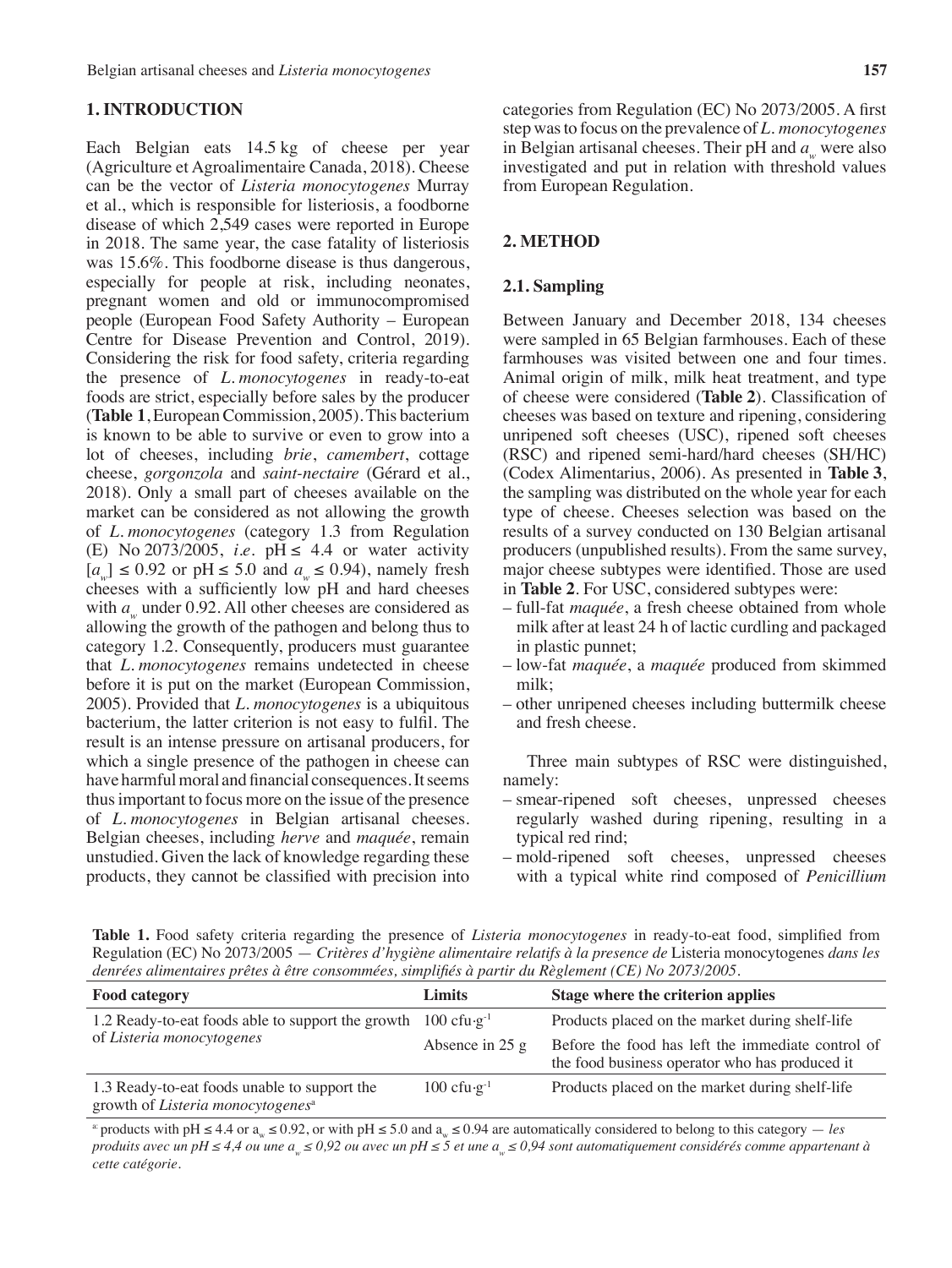## 1. INTRODUCTION

Each Belgian eats 14.5 kg of cheese per year (Agriculture et Agroalimentaire Canada, 2018). Cheese can be the vector of *Listeria monocytogenes* Murray et al., which is responsible for listeriosis, a foodborne disease of which 2,549 cases were reported in Europe in 2018. The same year, the case fatality of listeriosis was 15.6%. This foodborne disease is thus dangerous, especially for people at risk, including neonates, pregnant women and old or immunocompromised people (European Food Safety Authority – European Centre for Disease Prevention and Control, 2019). Considering the risk for food safety, criteria regarding the presence of *L. monocytogenes* in ready-to-eat foods are strict, especially before sales by the producer (**Table 1**, European Commission, 2005). This bacterium is known to be able to survive or even to grow into a lot of cheeses, including *brie*, *camembert*, cottage cheese, *gorgonzola* and *saint-nectaire* (Gérard et al., 2018). Only a small part of cheeses available on the market can be considered as not allowing the growth of *L. monocytogenes* (category 1.3 from Regulation (E) No 2073/2005, *i.e.* pH ≤ 4.4 or water activity [$a_w$] ≤ 0.92 or pH ≤ 5.0 and $a_w$ ≤ 0.94), namely fresh cheeses with a sufficiently low pH and hard cheeses with $a_w$ under 0.92. All other cheeses are considered as allowing the growth of the pathogen and belong thus to category 1.2. Consequently, producers must guarantee that *L. monocytogenes* remains undetected in cheese before it is put on the market (European Commission, 2005). Provided that *L. monocytogenes* is a ubiquitous bacterium, the latter criterion is not easy to fulfil. The result is an intense pressure on artisanal producers, for which a single presence of the pathogen in cheese can have harmful moral and financial consequences. It seems thus important to focus more on the issue of the presence of *L. monocytogenes* in Belgian artisanal cheeses. Belgian cheeses, including *herve* and *maquée*, remain unstudied. Given the lack of knowledge regarding these products, they cannot be classified with precision into categories from Regulation (EC) No 2073/2005. A first step was to focus on the prevalence of *L. monocytogenes* in Belgian artisanal cheeses. Their pH and $a_w$ were also investigated and put in relation with threshold values from European Regulation.

## 2. METHOD

### 2.1. Sampling

Between January and December 2018, 134 cheeses were sampled in 65 Belgian farmhouses. Each of these farmhouses was visited between one and four times. Animal origin of milk, milk heat treatment, and type of cheese were considered (**Table 2**). Classification of cheeses was based on texture and ripening, considering unripened soft cheeses (USC), ripened soft cheeses (RSC) and ripened semi-hard/hard cheeses (SH/HC) (Codex Alimentarius, 2006). As presented in **Table 3**, the sampling was distributed on the whole year for each type of cheese. Cheeses selection was based on the results of a survey conducted on 130 Belgian artisanal producers (unpublished results). From the same survey, major cheese subtypes were identified. Those are used in **Table 2**. For USC, considered subtypes were:

- full-fat *maquée*, a fresh cheese obtained from whole milk after at least 24 h of lactic curdling and packaged in plastic punnet;
- low-fat *maquée*, a *maquée* produced from skimmed milk;
- other unripened cheeses including buttermilk cheese and fresh cheese.

Three main subtypes of RSC were distinguished, namely:

- smear-ripened soft cheeses, unpressed cheeses regularly washed during ripening, resulting in a typical red rind;
- mold-ripened soft cheeses, unpressed cheeses with a typical white rind composed of *Penicillium*

**Table 1.** Food safety criteria regarding the presence of *Listeria monocytogenes* in ready-to-eat food, simplified from Regulation (EC) No 2073/2005 — *Critères d'hygiène alimentaire relatifs à la presence de* Listeria monocytogenes *dans les denrées alimentaires prêtes à être consommées, simplifiés à partir du Règlement (CE) No 2073/2005.*

| Food category | Limits | Stage where the criterion applies |
|---|---|---|
| 1.2 Ready-to-eat foods able to support the growth of *Listeria monocytogenes* | 100 cfu·g$^{-1}$ | Products placed on the market during shelf-life |
| | Absence in 25 g | Before the food has left the immediate control of the food business operator who has produced it |
| 1.3 Ready-to-eat foods unable to support the growth of *Listeria monocytogenes*[a] | 100 cfu·g$^{-1}$ | Products placed on the market during shelf-life |

[a] products with pH ≤ 4.4 or $a_w$ ≤ 0.92, or with pH ≤ 5.0 and $a_w$ ≤ 0.94 are automatically considered to belong to this category — *les produits avec un pH ≤ 4,4 ou une $a_w$ ≤ 0,92 ou avec un pH ≤ 5 et une $a_w$ ≤ 0,94 sont automatiquement considérés comme appartenant à cette catégorie.*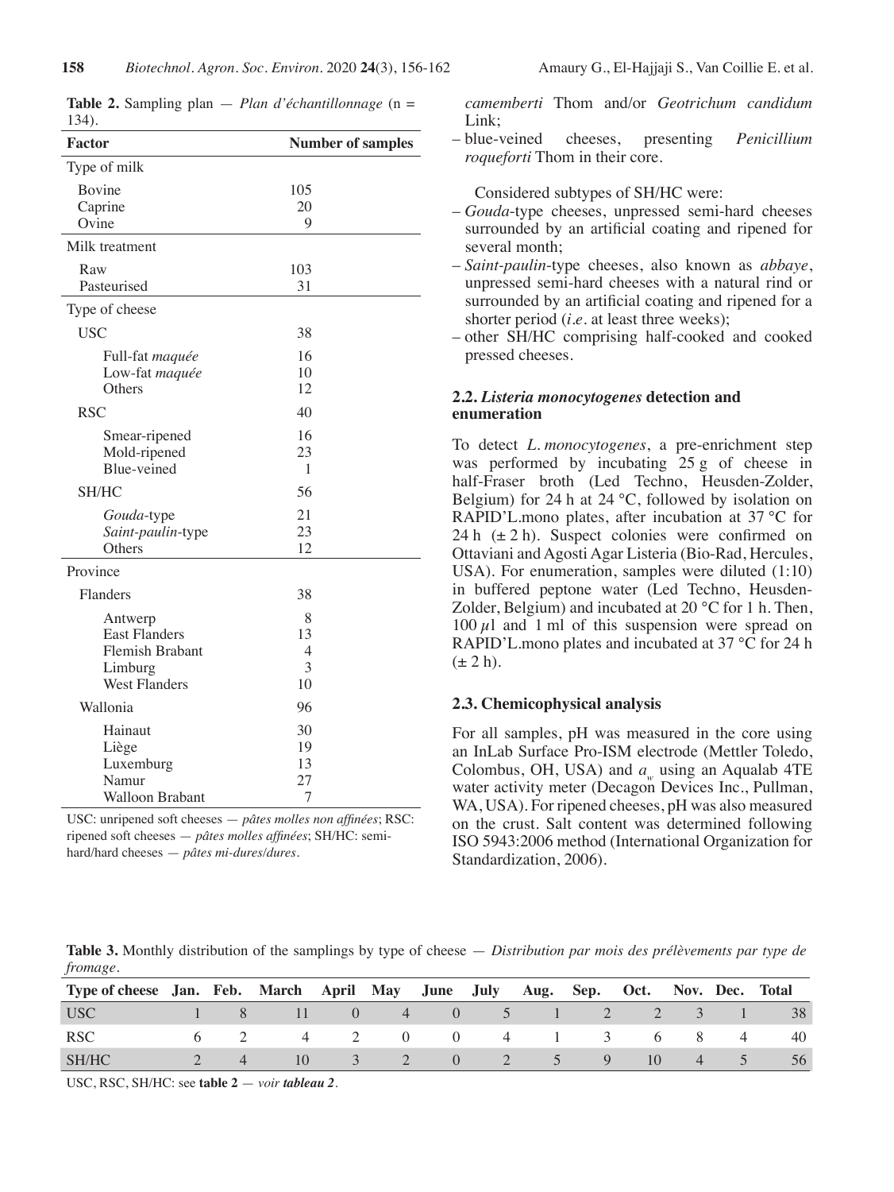**Table 2.** Sampling plan — *Plan d'échantillonnage* (n = 134).

| Factor | Number of samples |
|---|---|
| Type of milk | |
| Bovine | 105 |
| Caprine | 20 |
| Ovine | 9 |
| Milk treatment | |
| Raw | 103 |
| Pasteurised | 31 |
| Type of cheese | |
| USC | 38 |
| Full-fat *maquée* | 16 |
| Low-fat *maquée* | 10 |
| Others | 12 |
| RSC | 40 |
| Smear-ripened | 16 |
| Mold-ripened | 23 |
| Blue-veined | 1 |
| SH/HC | 56 |
| *Gouda*-type | 21 |
| *Saint-paulin*-type | 23 |
| Others | 12 |
| Province | |
| Flanders | 38 |
| Antwerp | 8 |
| East Flanders | 13 |
| Flemish Brabant | 4 |
| Limburg | 3 |
| West Flanders | 10 |
| Wallonia | 96 |
| Hainaut | 30 |
| Liège | 19 |
| Luxemburg | 13 |
| Namur | 27 |
| Walloon Brabant | 7 |

USC: unripened soft cheeses — *pâtes molles non affinées*; RSC: ripened soft cheeses — *pâtes molles affinées*; SH/HC: semi-hard/hard cheeses — *pâtes mi-dures/dures*.

*camemberti* Thom and/or *Geotrichum candidum* Link;
- blue-veined cheeses, presenting *Penicillium roqueforti* Thom in their core.

Considered subtypes of SH/HC were:
- *Gouda*-type cheeses, unpressed semi-hard cheeses surrounded by an artificial coating and ripened for several month;
- *Saint-paulin*-type cheeses, also known as *abbaye*, unpressed semi-hard cheeses with a natural rind or surrounded by an artificial coating and ripened for a shorter period (*i.e.* at least three weeks);
- other SH/HC comprising half-cooked and cooked pressed cheeses.

### 2.2. *Listeria monocytogenes* detection and enumeration

To detect *L. monocytogenes*, a pre-enrichment step was performed by incubating 25 g of cheese in half-Fraser broth (Led Techno, Heusden-Zolder, Belgium) for 24 h at 24 °C, followed by isolation on RAPID'L.mono plates, after incubation at 37 °C for 24 h (± 2 h). Suspect colonies were confirmed on Ottaviani and Agosti Agar Listeria (Bio-Rad, Hercules, USA). For enumeration, samples were diluted (1:10) in buffered peptone water (Led Techno, Heusden-Zolder, Belgium) and incubated at 20 °C for 1 h. Then, 100 $\mu$l and 1 ml of this suspension were spread on RAPID'L.mono plates and incubated at 37 °C for 24 h (± 2 h).

### 2.3. Chemicophysical analysis

For all samples, pH was measured in the core using an InLab Surface Pro-ISM electrode (Mettler Toledo, Colombus, OH, USA) and $a_w$ using an Aqualab 4TE water activity meter (Decagon Devices Inc., Pullman, WA, USA). For ripened cheeses, pH was also measured on the crust. Salt content was determined following ISO 5943:2006 method (International Organization for Standardization, 2006).

**Table 3.** Monthly distribution of the samplings by type of cheese — *Distribution par mois des prélèvements par type de fromage*.

| Type of cheese | Jan. | Feb. | March | April | May | June | July | Aug. | Sep. | Oct. | Nov. | Dec. | Total |
|---|---|---|---|---|---|---|---|---|---|---|---|---|---|
| USC | 1 | 8 | 11 | 0 | 4 | 0 | 5 | 1 | 2 | 2 | 3 | 1 | 38 |
| RSC | 6 | 2 | 4 | 2 | 0 | 0 | 4 | 1 | 3 | 6 | 8 | 4 | 40 |
| SH/HC | 2 | 4 | 10 | 3 | 2 | 0 | 2 | 5 | 9 | 10 | 4 | 5 | 56 |

USC, RSC, SH/HC: see **table 2** — *voir **tableau 2***.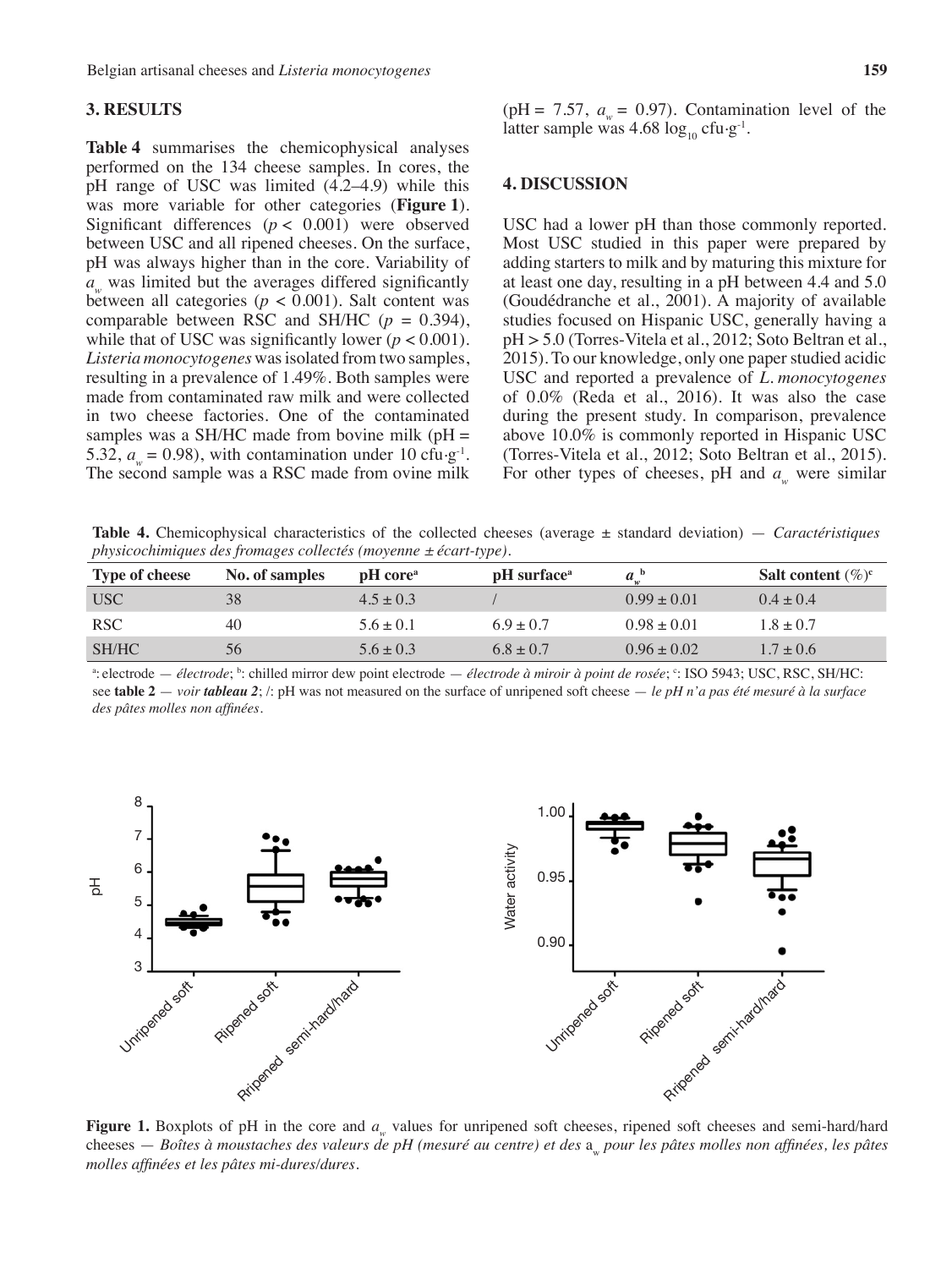## 3. RESULTS

**Table 4** summarises the chemicophysical analyses performed on the 134 cheese samples. In cores, the pH range of USC was limited (4.2–4.9) while this was more variable for other categories (**Figure 1**). Significant differences ($p < 0.001$) were observed between USC and all ripened cheeses. On the surface, pH was always higher than in the core. Variability of $a_w$ was limited but the averages differed significantly between all categories ($p < 0.001$). Salt content was comparable between RSC and SH/HC ($p = 0.394$), while that of USC was significantly lower ($p < 0.001$). *Listeria monocytogenes* was isolated from two samples, resulting in a prevalence of 1.49%. Both samples were made from contaminated raw milk and were collected in two cheese factories. One of the contaminated samples was a SH/HC made from bovine milk (pH = 5.32, $a_w$ = 0.98), with contamination under 10 cfu·g$^{-1}$. The second sample was a RSC made from ovine milk (pH = 7.57, $a_w$ = 0.97). Contamination level of the latter sample was 4.68 $\log_{10}$ cfu·g$^{-1}$.

## 4. DISCUSSION

USC had a lower pH than those commonly reported. Most USC studied in this paper were prepared by adding starters to milk and by maturing this mixture for at least one day, resulting in a pH between 4.4 and 5.0 (Goudédranche et al., 2001). A majority of available studies focused on Hispanic USC, generally having a pH > 5.0 (Torres-Vitela et al., 2012; Soto Beltran et al., 2015). To our knowledge, only one paper studied acidic USC and reported a prevalence of *L. monocytogenes* of 0.0% (Reda et al., 2016). It was also the case during the present study. In comparison, prevalence above 10.0% is commonly reported in Hispanic USC (Torres-Vitela et al., 2012; Soto Beltran et al., 2015). For other types of cheeses, pH and $a_w$ were similar

**Table 4.** Chemicophysical characteristics of the collected cheeses (average ± standard deviation) — *Caractéristiques physicochimiques des fromages collectés (moyenne ± écart-type).*

| Type of cheese | No. of samples | pH core[a] | pH surface[a] | $a_w$[b] | Salt content (%)[c] |
|---|---|---|---|---|---|
| USC | 38 | 4.5 ± 0.3 | / | 0.99 ± 0.01 | 0.4 ± 0.4 |
| RSC | 40 | 5.6 ± 0.1 | 6.9 ± 0.7 | 0.98 ± 0.01 | 1.8 ± 0.7 |
| SH/HC | 56 | 5.6 ± 0.3 | 6.8 ± 0.7 | 0.96 ± 0.02 | 1.7 ± 0.6 |

[a]: electrode — *électrode*; [b]: chilled mirror dew point electrode — *électrode à miroir à point de rosée*; [c]: ISO 5943; USC, RSC, SH/HC: see **table 2** — *voir **tableau 2***; /: pH was not measured on the surface of unripened soft cheese — *le pH n'a pas été mesuré à la surface des pâtes molles non affinées.*

**Figure 1.** Boxplots of pH in the core and $a_w$ values for unripened soft cheeses, ripened soft cheeses and semi-hard/hard cheeses — *Boîtes à moustaches des valeurs de pH (mesuré au centre) et des* $a_w$ *pour les pâtes molles non affinées, les pâtes molles affinées et les pâtes mi-dures/dures.*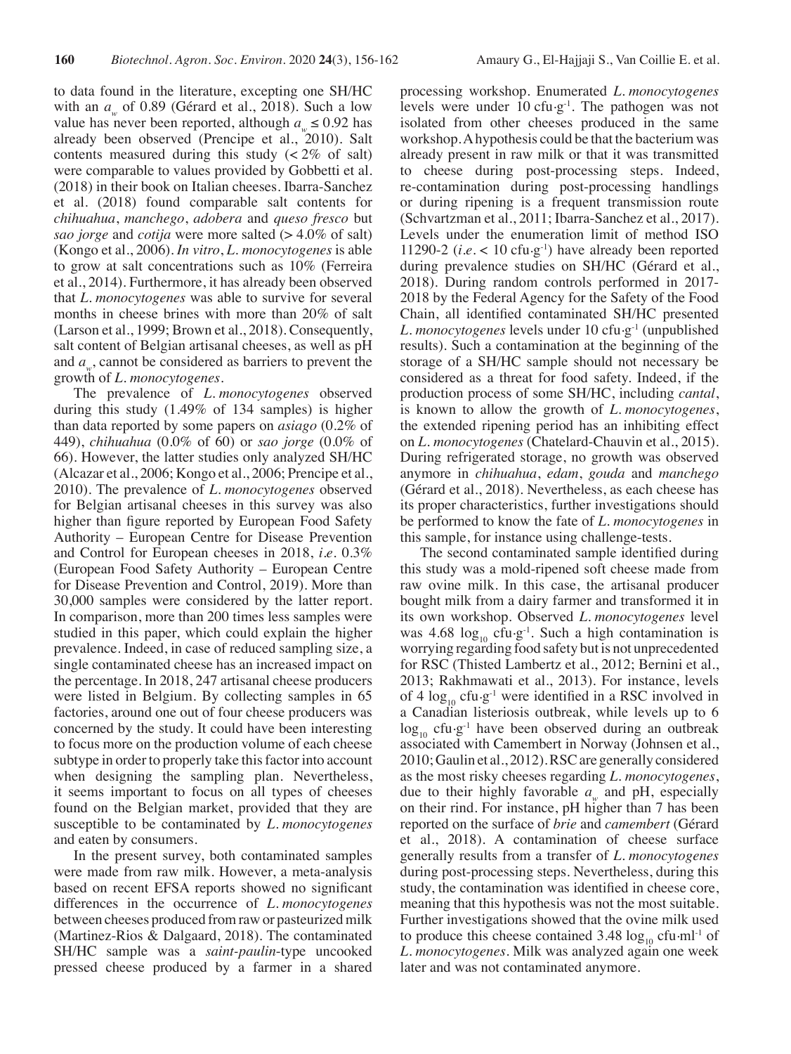to data found in the literature, excepting one SH/HC with an $a_w$ of 0.89 (Gérard et al., 2018). Such a low value has never been reported, although $a_w \leq 0.92$ has already been observed (Prencipe et al., 2010). Salt contents measured during this study (< 2% of salt) were comparable to values provided by Gobbetti et al. (2018) in their book on Italian cheeses. Ibarra-Sanchez et al. (2018) found comparable salt contents for *chihuahua*, *manchego*, *adobera* and *queso fresco* but *sao jorge* and *cotija* were more salted (> 4.0% of salt) (Kongo et al., 2006). *In vitro*, *L. monocytogenes* is able to grow at salt concentrations such as 10% (Ferreira et al., 2014). Furthermore, it has already been observed that *L. monocytogenes* was able to survive for several months in cheese brines with more than 20% of salt (Larson et al., 1999; Brown et al., 2018). Consequently, salt content of Belgian artisanal cheeses, as well as pH and $a_w$, cannot be considered as barriers to prevent the growth of *L. monocytogenes*.

The prevalence of *L. monocytogenes* observed during this study (1.49% of 134 samples) is higher than data reported by some papers on *asiago* (0.2% of 449), *chihuahua* (0.0% of 60) or *sao jorge* (0.0% of 66). However, the latter studies only analyzed SH/HC (Alcazar et al., 2006; Kongo et al., 2006; Prencipe et al., 2010). The prevalence of *L. monocytogenes* observed for Belgian artisanal cheeses in this survey was also higher than figure reported by European Food Safety Authority – European Centre for Disease Prevention and Control for European cheeses in 2018, *i.e.* 0.3% (European Food Safety Authority – European Centre for Disease Prevention and Control, 2019). More than 30,000 samples were considered by the latter report. In comparison, more than 200 times less samples were studied in this paper, which could explain the higher prevalence. Indeed, in case of reduced sampling size, a single contaminated cheese has an increased impact on the percentage. In 2018, 247 artisanal cheese producers were listed in Belgium. By collecting samples in 65 factories, around one out of four cheese producers was concerned by the study. It could have been interesting to focus more on the production volume of each cheese subtype in order to properly take this factor into account when designing the sampling plan. Nevertheless, it seems important to focus on all types of cheeses found on the Belgian market, provided that they are susceptible to be contaminated by *L. monocytogenes* and eaten by consumers.

In the present survey, both contaminated samples were made from raw milk. However, a meta-analysis based on recent EFSA reports showed no significant differences in the occurrence of *L. monocytogenes* between cheeses produced from raw or pasteurized milk (Martinez-Rios & Dalgaard, 2018). The contaminated SH/HC sample was a *saint-paulin*-type uncooked pressed cheese produced by a farmer in a shared processing workshop. Enumerated *L. monocytogenes* levels were under 10 cfu·g$^{-1}$. The pathogen was not isolated from other cheeses produced in the same workshop. A hypothesis could be that the bacterium was already present in raw milk or that it was transmitted to cheese during post-processing steps. Indeed, re-contamination during post-processing handlings or during ripening is a frequent transmission route (Schvartzman et al., 2011; Ibarra-Sanchez et al., 2017). Levels under the enumeration limit of method ISO 11290-2 (*i.e.* < 10 cfu·g$^{-1}$) have already been reported during prevalence studies on SH/HC (Gérard et al., 2018). During random controls performed in 2017-2018 by the Federal Agency for the Safety of the Food Chain, all identified contaminated SH/HC presented *L. monocytogenes* levels under 10 cfu·g$^{-1}$ (unpublished results). Such a contamination at the beginning of the storage of a SH/HC sample should not necessary be considered as a threat for food safety. Indeed, if the production process of some SH/HC, including *cantal*, is known to allow the growth of *L. monocytogenes*, the extended ripening period has an inhibiting effect on *L. monocytogenes* (Chatelard-Chauvin et al., 2015). During refrigerated storage, no growth was observed anymore in *chihuahua*, *edam*, *gouda* and *manchego* (Gérard et al., 2018). Nevertheless, as each cheese has its proper characteristics, further investigations should be performed to know the fate of *L. monocytogenes* in this sample, for instance using challenge-tests.

The second contaminated sample identified during this study was a mold-ripened soft cheese made from raw ovine milk. In this case, the artisanal producer bought milk from a dairy farmer and transformed it in its own workshop. Observed *L. monocytogenes* level was 4.68 $\log_{10}$ cfu·g$^{-1}$. Such a high contamination is worrying regarding food safety but is not unprecedented for RSC (Thisted Lambertz et al., 2012; Bernini et al., 2013; Rakhmawati et al., 2013). For instance, levels of 4 $\log_{10}$ cfu·g$^{-1}$ were identified in a RSC involved in a Canadian listeriosis outbreak, while levels up to 6 $\log_{10}$ cfu·g$^{-1}$ have been observed during an outbreak associated with Camembert in Norway (Johnsen et al., 2010; Gaulin et al., 2012). RSC are generally considered as the most risky cheeses regarding *L. monocytogenes*, due to their highly favorable $a_w$ and pH, especially on their rind. For instance, pH higher than 7 has been reported on the surface of *brie* and *camembert* (Gérard et al., 2018). A contamination of cheese surface generally results from a transfer of *L. monocytogenes* during post-processing steps. Nevertheless, during this study, the contamination was identified in cheese core, meaning that this hypothesis was not the most suitable. Further investigations showed that the ovine milk used to produce this cheese contained 3.48 $\log_{10}$ cfu·ml$^{-1}$ of *L. monocytogenes*. Milk was analyzed again one week later and was not contaminated anymore.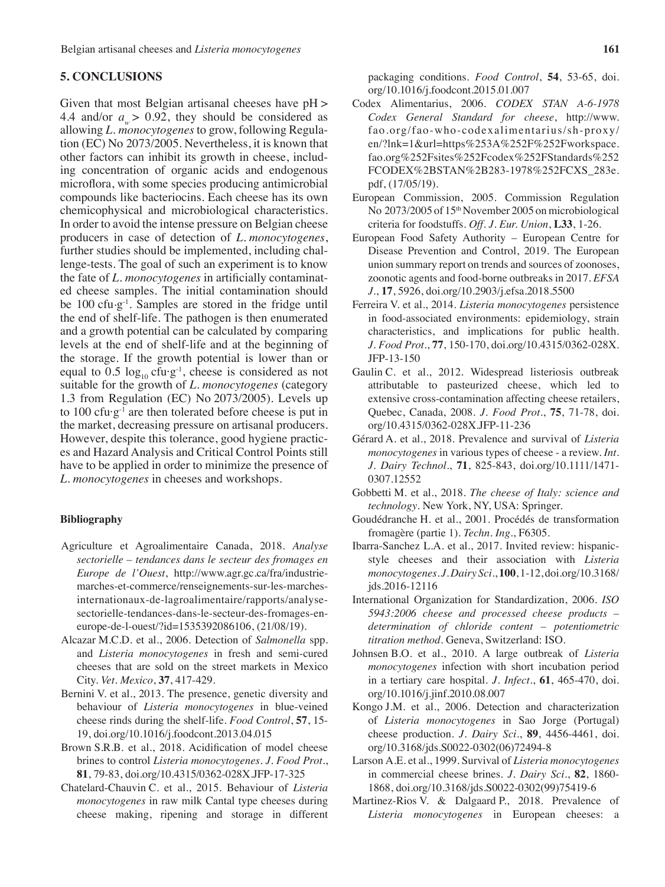## 5. CONCLUSIONS

Given that most Belgian artisanal cheeses have pH > 4.4 and/or $a_w > 0.92$, they should be considered as allowing *L. monocytogenes* to grow, following Regulation (EC) No 2073/2005. Nevertheless, it is known that other factors can inhibit its growth in cheese, including concentration of organic acids and endogenous microflora, with some species producing antimicrobial compounds like bacteriocins. Each cheese has its own chemicophysical and microbiological characteristics. In order to avoid the intense pressure on Belgian cheese producers in case of detection of *L. monocytogenes*, further studies should be implemented, including challenge-tests. The goal of such an experiment is to know the fate of *L. monocytogenes* in artificially contaminated cheese samples. The initial contamination should be 100 cfu·g$^{-1}$. Samples are stored in the fridge until the end of shelf-life. The pathogen is then enumerated and a growth potential can be calculated by comparing levels at the end of shelf-life and at the beginning of the storage. If the growth potential is lower than or equal to 0.5 $\log_{10}$ cfu·g$^{-1}$, cheese is considered as not suitable for the growth of *L. monocytogenes* (category 1.3 from Regulation (EC) No 2073/2005). Levels up to 100 cfu·g$^{-1}$ are then tolerated before cheese is put in the market, decreasing pressure on artisanal producers. However, despite this tolerance, good hygiene practices and Hazard Analysis and Critical Control Points still have to be applied in order to minimize the presence of *L. monocytogenes* in cheeses and workshops.

### Bibliography

Agriculture et Agroalimentaire Canada, 2018. *Analyse sectorielle – tendances dans le secteur des fromages en Europe de l'Ouest*, http://www.agr.gc.ca/fra/industrie-marches-et-commerce/renseignements-sur-les-marches-internationaux-de-lagroalimentaire/rapports/analyse-sectorielle-tendances-dans-le-secteur-des-fromages-en-europe-de-l-ouest/?id=1535392086106, (21/08/19).

Alcazar M.C.D. et al., 2006. Detection of *Salmonella* spp. and *Listeria monocytogenes* in fresh and semi-cured cheeses that are sold on the street markets in Mexico City. *Vet. Mexico*, **37**, 417-429.

Bernini V. et al., 2013. The presence, genetic diversity and behaviour of *Listeria monocytogenes* in blue-veined cheese rinds during the shelf-life. *Food Control*, **57**, 15-19, doi.org/10.1016/j.foodcont.2013.04.015

Brown S.R.B. et al., 2018. Acidification of model cheese brines to control *Listeria monocytogenes*. *J. Food Prot.*, **81**, 79-83, doi.org/10.4315/0362-028X.JFP-17-325

Chatelard-Chauvin C. et al., 2015. Behaviour of *Listeria monocytogenes* in raw milk Cantal type cheeses during cheese making, ripening and storage in different packaging conditions. *Food Control*, **54**, 53-65, doi.org/10.1016/j.foodcont.2015.01.007

Codex Alimentarius, 2006. *CODEX STAN A-6-1978 Codex General Standard for cheese*, http://www.fao.org/fao-who-codexalimentarius/sh-proxy/en/?lnk=1&url=https%253A%252F%252Fworkspace.fao.org%252Fsites%252Fcodex%252FStandards%252FCODEX%2BSTAN%2B283-1978%252FCXS_283e.pdf, (17/05/19).

European Commission, 2005. Commission Regulation No 2073/2005 of 15th November 2005 on microbiological criteria for foodstuffs. *Off. J. Eur. Union*, **L33**, 1-26.

European Food Safety Authority – European Centre for Disease Prevention and Control, 2019. The European union summary report on trends and sources of zoonoses, zoonotic agents and food-borne outbreaks in 2017. *EFSA J.*, **17**, 5926, doi.org/10.2903/j.efsa.2018.5500

Ferreira V. et al., 2014. *Listeria monocytogenes* persistence in food-associated environments: epidemiology, strain characteristics, and implications for public health. *J. Food Prot.*, **77**, 150-170, doi.org/10.4315/0362-028X.JFP-13-150

Gaulin C. et al., 2012. Widespread listeriosis outbreak attributable to pasteurized cheese, which led to extensive cross-contamination affecting cheese retailers, Quebec, Canada, 2008. *J. Food Prot.*, **75**, 71-78, doi.org/10.4315/0362-028X.JFP-11-236

Gérard A. et al., 2018. Prevalence and survival of *Listeria monocytogenes* in various types of cheese - a review. *Int. J. Dairy Technol.*, **71**, 825-843, doi.org/10.1111/1471-0307.12552

Gobbetti M. et al., 2018. *The cheese of Italy: science and technology*. New York, NY, USA: Springer.

Goudédranche H. et al., 2001. Procédés de transformation fromagère (partie 1). *Techn. Ing.*, F6305.

Ibarra-Sanchez L.A. et al., 2017. Invited review: hispanic-style cheeses and their association with *Listeria monocytogenes*. *J. Dairy Sci.*, **100**, 1-12, doi.org/10.3168/jds.2016-12116

International Organization for Standardization, 2006. *ISO 5943:2006 cheese and processed cheese products – determination of chloride content – potentiometric titration method*. Geneva, Switzerland: ISO.

Johnsen B.O. et al., 2010. A large outbreak of *Listeria monocytogenes* infection with short incubation period in a tertiary care hospital. *J. Infect.*, **61**, 465-470, doi.org/10.1016/j.jinf.2010.08.007

Kongo J.M. et al., 2006. Detection and characterization of *Listeria monocytogenes* in Sao Jorge (Portugal) cheese production. *J. Dairy Sci.*, **89**, 4456-4461, doi.org/10.3168/jds.S0022-0302(06)72494-8

Larson A.E. et al., 1999. Survival of *Listeria monocytogenes* in commercial cheese brines. *J. Dairy Sci.*, **82**, 1860-1868, doi.org/10.3168/jds.S0022-0302(99)75419-6

Martinez-Rios V. & Dalgaard P., 2018. Prevalence of *Listeria monocytogenes* in European cheeses: a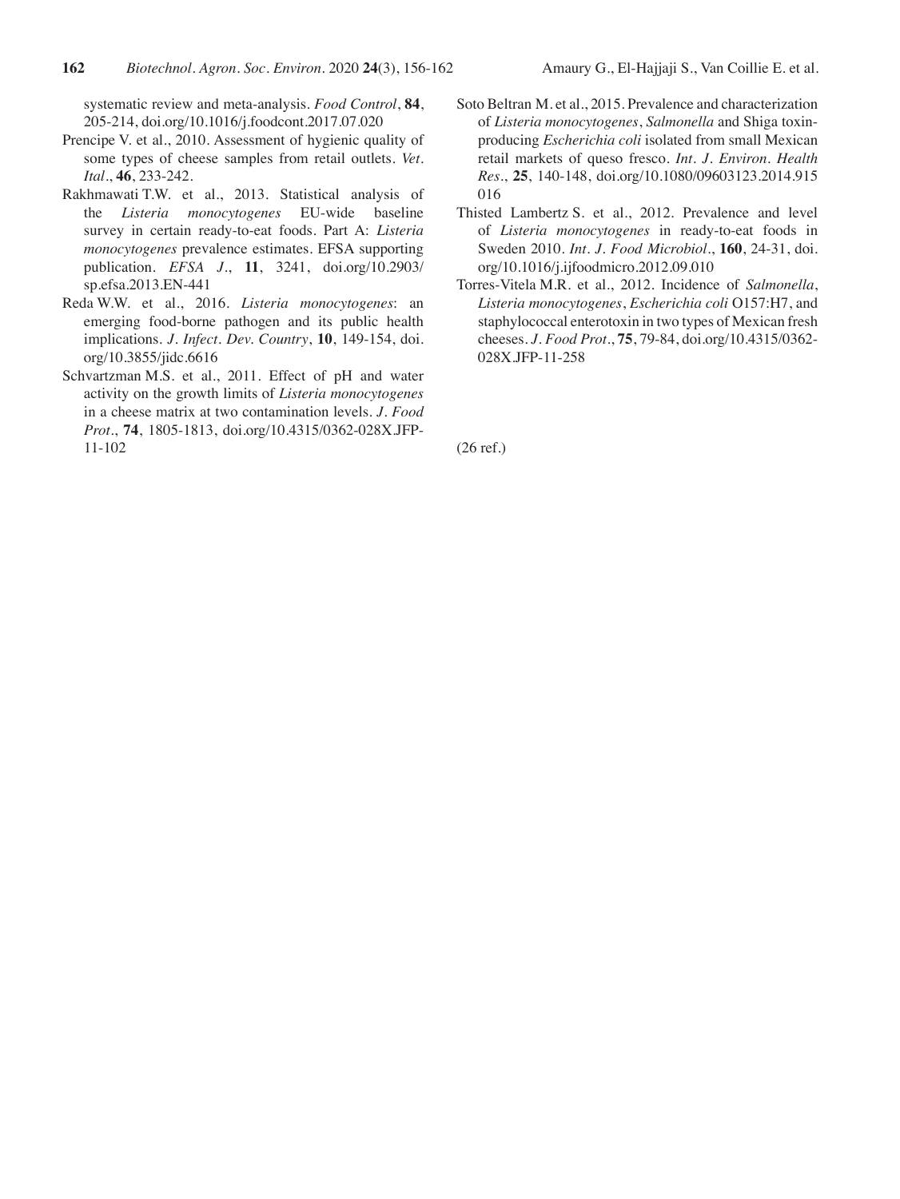systematic review and meta-analysis. *Food Control*, **84**, 205-214, doi.org/10.1016/j.foodcont.2017.07.020

Prencipe V. et al., 2010. Assessment of hygienic quality of some types of cheese samples from retail outlets. *Vet. Ital.*, **46**, 233-242.

Rakhmawati T.W. et al., 2013. Statistical analysis of the *Listeria monocytogenes* EU-wide baseline survey in certain ready-to-eat foods. Part A: *Listeria monocytogenes* prevalence estimates. EFSA supporting publication. *EFSA J.*, **11**, 3241, doi.org/10.2903/sp.efsa.2013.EN-441

Reda W.W. et al., 2016. *Listeria monocytogenes*: an emerging food-borne pathogen and its public health implications. *J. Infect. Dev. Country*, **10**, 149-154, doi.org/10.3855/jidc.6616

Schvartzman M.S. et al., 2011. Effect of pH and water activity on the growth limits of *Listeria monocytogenes* in a cheese matrix at two contamination levels. *J. Food Prot.*, **74**, 1805-1813, doi.org/10.4315/0362-028X.JFP-11-102

Soto Beltran M. et al., 2015. Prevalence and characterization of *Listeria monocytogenes*, *Salmonella* and Shiga toxin-producing *Escherichia coli* isolated from small Mexican retail markets of queso fresco. *Int. J. Environ. Health Res.*, **25**, 140-148, doi.org/10.1080/09603123.2014.915016

Thisted Lambertz S. et al., 2012. Prevalence and level of *Listeria monocytogenes* in ready-to-eat foods in Sweden 2010. *Int. J. Food Microbiol.*, **160**, 24-31, doi.org/10.1016/j.ijfoodmicro.2012.09.010

Torres-Vitela M.R. et al., 2012. Incidence of *Salmonella*, *Listeria monocytogenes*, *Escherichia coli* O157:H7, and staphylococcal enterotoxin in two types of Mexican fresh cheeses. *J. Food Prot.*, **75**, 79-84, doi.org/10.4315/0362-028X.JFP-11-258

(26 ref.)